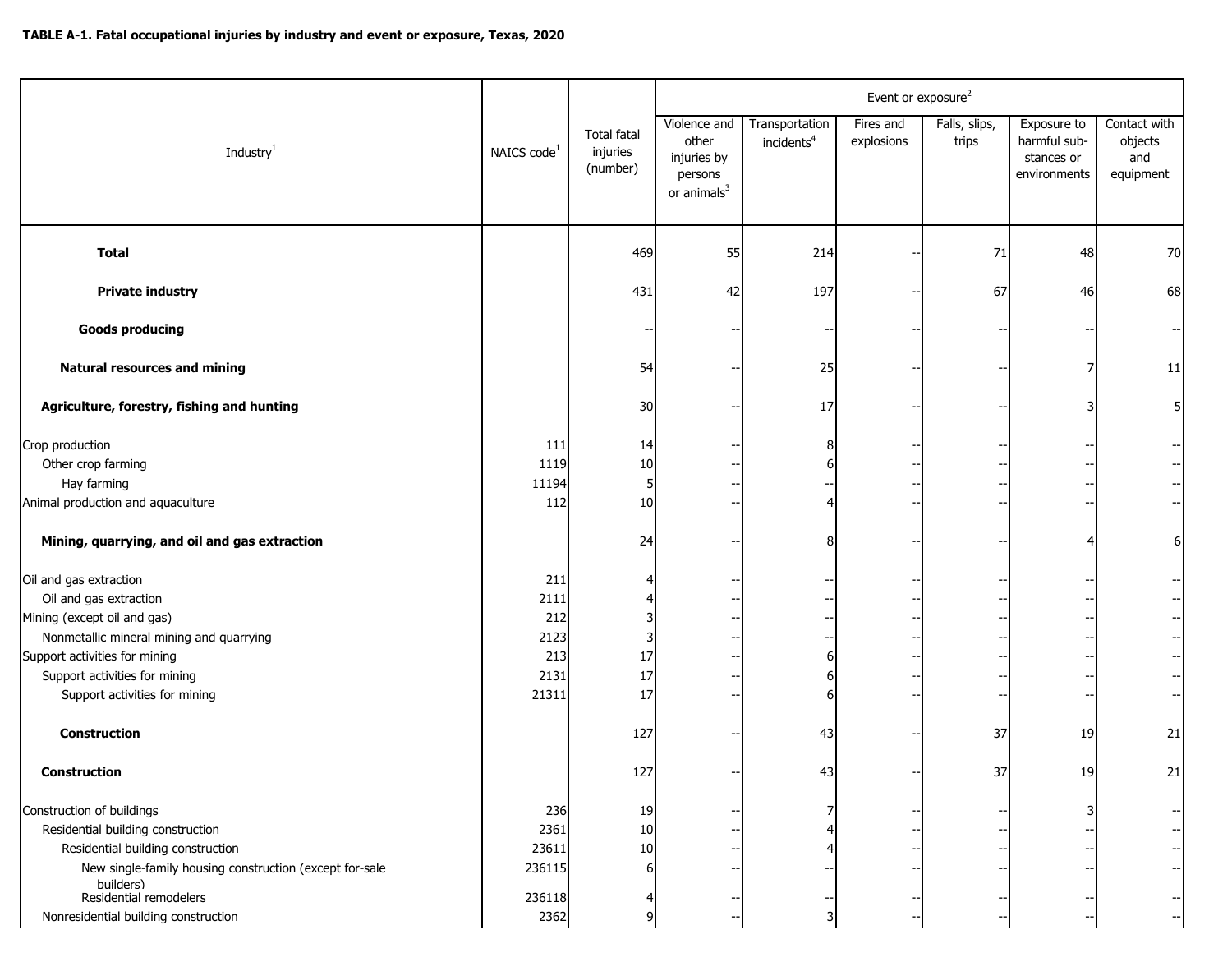**TABLE A-1. Fatal occupational injuries by industry and event or exposure, Texas, 2020**

| Industry[1] | NAICS code[1] | Total fatal injuries (number) | Event or exposure[2] | | | | | |
|---|---|---|---|---|---|---|---|---|
| | | | Violence and other injuries by persons or animals[3] | Transportation incidents[4] | Fires and explosions | Falls, slips, trips | Exposure to harmful sub-stances or environments | Contact with objects and equipment |
| **Total** | | 469 | 55 | 214 | -- | 71 | 48 | 70 |
| **Private industry** | | 431 | 42 | 197 | -- | 67 | 46 | 68 |
| **Goods producing** | | -- | -- | -- | -- | -- | -- | -- |
| **Natural resources and mining** | | 54 | -- | 25 | -- | -- | 7 | 11 |
| **Agriculture, forestry, fishing and hunting** | | 30 | -- | 17 | -- | -- | 3 | 5 |
| Crop production | 111 | 14 | -- | 8 | -- | -- | -- | -- |
| Other crop farming | 1119 | 10 | -- | 6 | -- | -- | -- | -- |
| Hay farming | 11194 | 5 | -- | -- | -- | -- | -- | -- |
| Animal production and aquaculture | 112 | 10 | -- | 4 | -- | -- | -- | -- |
| **Mining, quarrying, and oil and gas extraction** | | 24 | -- | 8 | -- | -- | 4 | 6 |
| Oil and gas extraction | 211 | 4 | -- | -- | -- | -- | -- | -- |
| Oil and gas extraction | 2111 | 4 | -- | -- | -- | -- | -- | -- |
| Mining (except oil and gas) | 212 | 3 | -- | -- | -- | -- | -- | -- |
| Nonmetallic mineral mining and quarrying | 2123 | 3 | -- | -- | -- | -- | -- | -- |
| Support activities for mining | 213 | 17 | -- | 6 | -- | -- | -- | -- |
| Support activities for mining | 2131 | 17 | -- | 6 | -- | -- | -- | -- |
| Support activities for mining | 21311 | 17 | -- | 6 | -- | -- | -- | -- |
| **Construction** | | 127 | -- | 43 | -- | 37 | 19 | 21 |
| **Construction** | | 127 | -- | 43 | -- | 37 | 19 | 21 |
| Construction of buildings | 236 | 19 | -- | 7 | -- | -- | 3 | -- |
| Residential building construction | 2361 | 10 | -- | 4 | -- | -- | -- | -- |
| Residential building construction | 23611 | 10 | -- | 4 | -- | -- | -- | -- |
| New single-family housing construction (except for-sale builders) | 236115 | 6 | -- | -- | -- | -- | -- | -- |
| Residential remodelers | 236118 | 4 | -- | -- | -- | -- | -- | -- |
| Nonresidential building construction | 2362 | 9 | -- | 3 | -- | -- | -- | -- |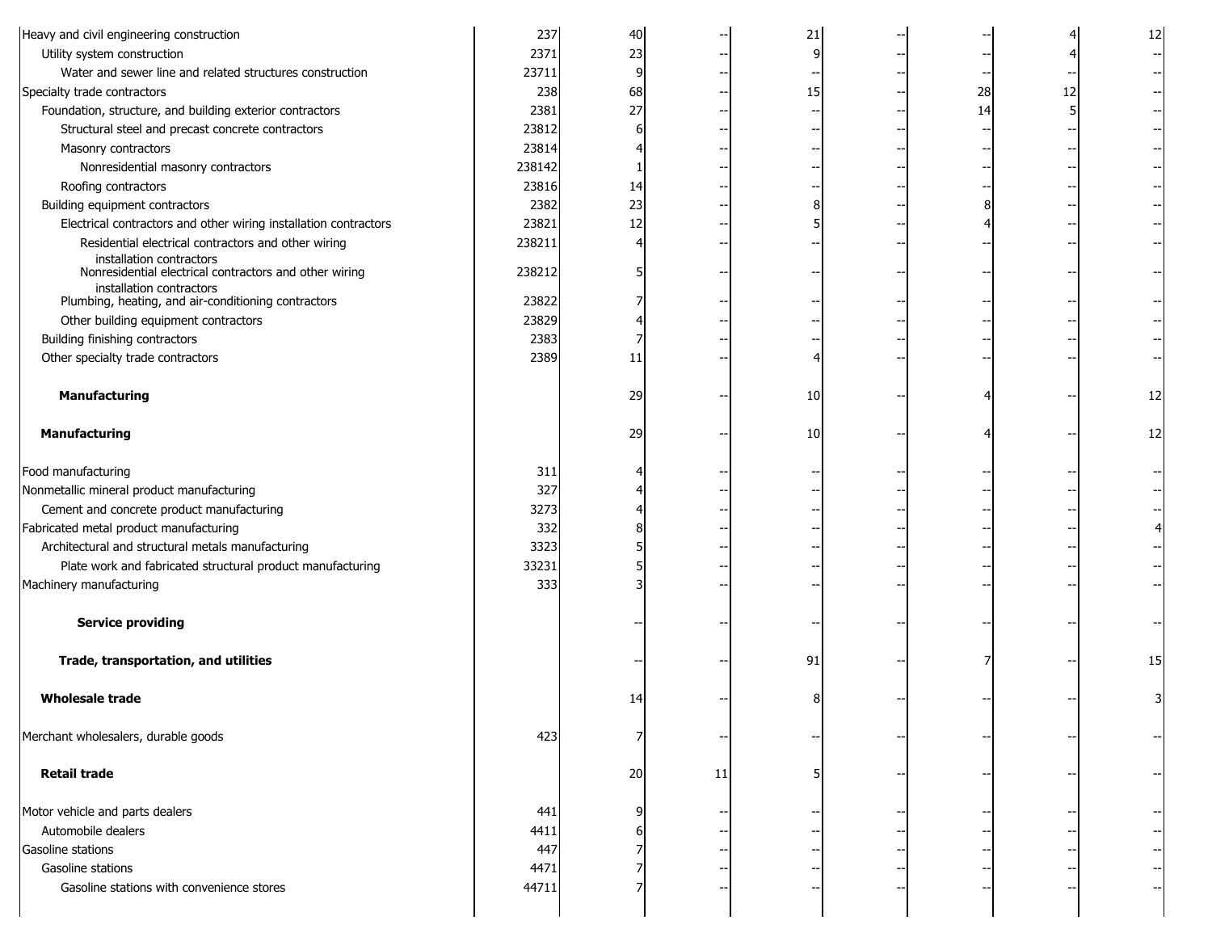| | | | | | | | | |
|---|---|---|---|---|---|---|---|---|
| Heavy and civil engineering construction | 237 | 40 | -- | 21 | -- | -- | 4 | 12 |
| Utility system construction | 2371 | 23 | -- | 9 | -- | -- | 4 | -- |
| Water and sewer line and related structures construction | 23711 | 9 | -- | -- | -- | -- | -- | -- |
| Specialty trade contractors | 238 | 68 | -- | 15 | -- | 28 | 12 | -- |
| Foundation, structure, and building exterior contractors | 2381 | 27 | -- | -- | -- | 14 | 5 | -- |
| Structural steel and precast concrete contractors | 23812 | 6 | -- | -- | -- | -- | -- | -- |
| Masonry contractors | 23814 | 4 | -- | -- | -- | -- | -- | -- |
| Nonresidential masonry contractors | 238142 | 1 | -- | -- | -- | -- | -- | -- |
| Roofing contractors | 23816 | 14 | -- | -- | -- | -- | -- | -- |
| Building equipment contractors | 2382 | 23 | -- | 8 | -- | 8 | -- | -- |
| Electrical contractors and other wiring installation contractors | 23821 | 12 | -- | 5 | -- | 4 | -- | -- |
| Residential electrical contractors and other wiring installation contractors | 238211 | 4 | -- | -- | -- | -- | -- | -- |
| Nonresidential electrical contractors and other wiring installation contractors | 238212 | 5 | -- | -- | -- | -- | -- | -- |
| Plumbing, heating, and air-conditioning contractors | 23822 | 7 | -- | -- | -- | -- | -- | -- |
| Other building equipment contractors | 23829 | 4 | -- | -- | -- | -- | -- | -- |
| Building finishing contractors | 2383 | 7 | -- | -- | -- | -- | -- | -- |
| Other specialty trade contractors | 2389 | 11 | -- | 4 | -- | -- | -- | -- |
| **Manufacturing** | | 29 | -- | 10 | -- | 4 | -- | 12 |
| **Manufacturing** | | 29 | -- | 10 | -- | 4 | -- | 12 |
| Food manufacturing | 311 | 4 | -- | -- | -- | -- | -- | -- |
| Nonmetallic mineral product manufacturing | 327 | 4 | -- | -- | -- | -- | -- | -- |
| Cement and concrete product manufacturing | 3273 | 4 | -- | -- | -- | -- | -- | -- |
| Fabricated metal product manufacturing | 332 | 8 | -- | -- | -- | -- | -- | 4 |
| Architectural and structural metals manufacturing | 3323 | 5 | -- | -- | -- | -- | -- | -- |
| Plate work and fabricated structural product manufacturing | 33231 | 5 | -- | -- | -- | -- | -- | -- |
| Machinery manufacturing | 333 | 3 | -- | -- | -- | -- | -- | -- |
| **Service providing** | | -- | -- | -- | -- | -- | -- | -- |
| **Trade, transportation, and utilities** | | -- | -- | 91 | -- | 7 | -- | 15 |
| **Wholesale trade** | | 14 | -- | 8 | -- | -- | -- | 3 |
| Merchant wholesalers, durable goods | 423 | 7 | -- | -- | -- | -- | -- | -- |
| **Retail trade** | | 20 | 11 | 5 | -- | -- | -- | -- |
| Motor vehicle and parts dealers | 441 | 9 | -- | -- | -- | -- | -- | -- |
| Automobile dealers | 4411 | 6 | -- | -- | -- | -- | -- | -- |
| Gasoline stations | 447 | 7 | -- | -- | -- | -- | -- | -- |
| Gasoline stations | 4471 | 7 | -- | -- | -- | -- | -- | -- |
| Gasoline stations with convenience stores | 44711 | 7 | -- | -- | -- | -- | -- | -- |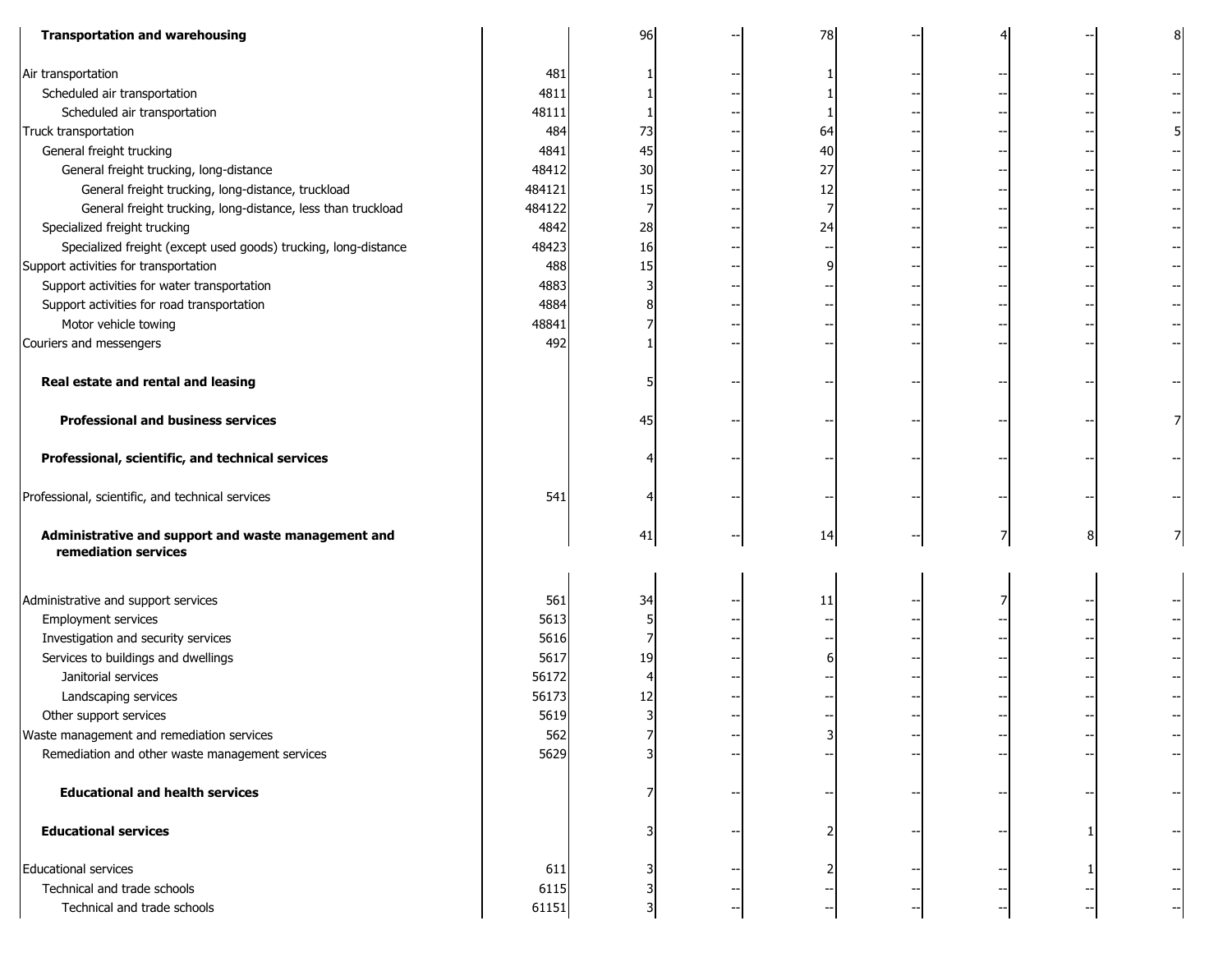| | | | | | | | | |
|---|---|---|---|---|---|---|---|---|
| **Transportation and warehousing** | | 96 | -- | 78 | -- | 4 | -- | 8 |
| Air transportation | 481 | 1 | -- | 1 | -- | -- | -- | -- |
| Scheduled air transportation | 4811 | 1 | -- | 1 | -- | -- | -- | -- |
| Scheduled air transportation | 48111 | 1 | -- | 1 | -- | -- | -- | -- |
| Truck transportation | 484 | 73 | -- | 64 | -- | -- | -- | 5 |
| General freight trucking | 4841 | 45 | -- | 40 | -- | -- | -- | -- |
| General freight trucking, long-distance | 48412 | 30 | -- | 27 | -- | -- | -- | -- |
| General freight trucking, long-distance, truckload | 484121 | 15 | -- | 12 | -- | -- | -- | -- |
| General freight trucking, long-distance, less than truckload | 484122 | 7 | -- | 7 | -- | -- | -- | -- |
| Specialized freight trucking | 4842 | 28 | -- | 24 | -- | -- | -- | -- |
| Specialized freight (except used goods) trucking, long-distance | 48423 | 16 | -- | -- | -- | -- | -- | -- |
| Support activities for transportation | 488 | 15 | -- | 9 | -- | -- | -- | -- |
| Support activities for water transportation | 4883 | 3 | -- | -- | -- | -- | -- | -- |
| Support activities for road transportation | 4884 | 8 | -- | -- | -- | -- | -- | -- |
| Motor vehicle towing | 48841 | 7 | -- | -- | -- | -- | -- | -- |
| Couriers and messengers | 492 | 1 | -- | -- | -- | -- | -- | -- |
| **Real estate and rental and leasing** | | 5 | -- | -- | -- | -- | -- | -- |
| **Professional and business services** | | 45 | -- | -- | -- | -- | -- | 7 |
| **Professional, scientific, and technical services** | | 4 | -- | -- | -- | -- | -- | -- |
| Professional, scientific, and technical services | 541 | 4 | -- | -- | -- | -- | -- | -- |
| **Administrative and support and waste management and remediation services** | | 41 | -- | 14 | -- | 7 | 8 | 7 |
| Administrative and support services | 561 | 34 | -- | 11 | -- | 7 | -- | -- |
| Employment services | 5613 | 5 | -- | -- | -- | -- | -- | -- |
| Investigation and security services | 5616 | 7 | -- | -- | -- | -- | -- | -- |
| Services to buildings and dwellings | 5617 | 19 | -- | 6 | -- | -- | -- | -- |
| Janitorial services | 56172 | 4 | -- | -- | -- | -- | -- | -- |
| Landscaping services | 56173 | 12 | -- | -- | -- | -- | -- | -- |
| Other support services | 5619 | 3 | -- | -- | -- | -- | -- | -- |
| Waste management and remediation services | 562 | 7 | -- | 3 | -- | -- | -- | -- |
| Remediation and other waste management services | 5629 | 3 | -- | -- | -- | -- | -- | -- |
| **Educational and health services** | | 7 | -- | -- | -- | -- | -- | -- |
| **Educational services** | | 3 | -- | 2 | -- | -- | 1 | -- |
| Educational services | 611 | 3 | -- | 2 | -- | -- | 1 | -- |
| Technical and trade schools | 6115 | 3 | -- | -- | -- | -- | -- | -- |
| Technical and trade schools | 61151 | 3 | -- | -- | -- | -- | -- | -- |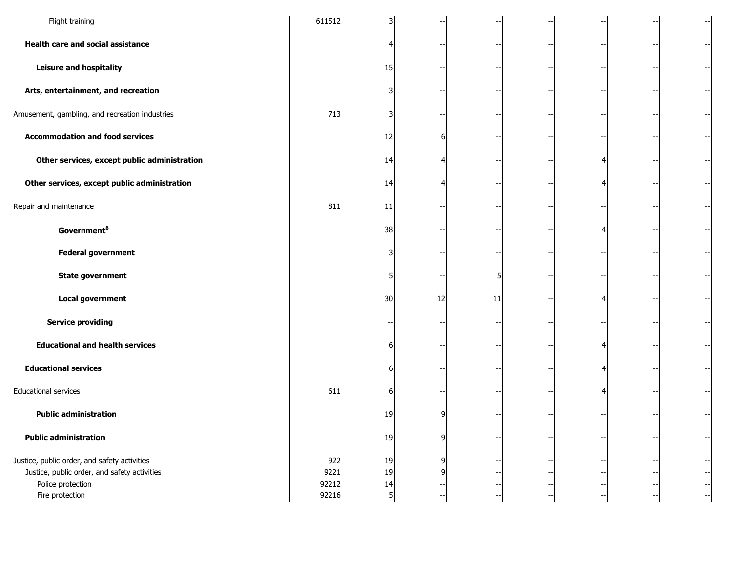| Industry | NAICS code | Total | Col 1 | Col 2 | Col 3 | Col 4 | Col 5 | Col 6 |
|---|---|---|---|---|---|---|---|---|
| Flight training | 611512 | 3 | -- | -- | -- | -- | -- | -- |
| **Health care and social assistance** | | 4 | -- | -- | -- | -- | -- | -- |
| **Leisure and hospitality** | | 15 | -- | -- | -- | -- | -- | -- |
| **Arts, entertainment, and recreation** | | 3 | -- | -- | -- | -- | -- | -- |
| Amusement, gambling, and recreation industries | 713 | 3 | -- | -- | -- | -- | -- | -- |
| **Accommodation and food services** | | 12 | 6 | -- | -- | -- | -- | -- |
| **Other services, except public administration** | | 14 | 4 | -- | -- | 4 | -- | -- |
| **Other services, except public administration** | | 14 | 4 | -- | -- | 4 | -- | -- |
| Repair and maintenance | 811 | 11 | -- | -- | -- | -- | -- | -- |
| **Government[6]** | | 38 | -- | -- | -- | 4 | -- | -- |
| **Federal government** | | 3 | -- | -- | -- | -- | -- | -- |
| **State government** | | 5 | -- | 5 | -- | -- | -- | -- |
| **Local government** | | 30 | 12 | 11 | -- | 4 | -- | -- |
| **Service providing** | | -- | -- | -- | -- | -- | -- | -- |
| **Educational and health services** | | 6 | -- | -- | -- | 4 | -- | -- |
| **Educational services** | | 6 | -- | -- | -- | 4 | -- | -- |
| Educational services | 611 | 6 | -- | -- | -- | 4 | -- | -- |
| **Public administration** | | 19 | 9 | -- | -- | -- | -- | -- |
| **Public administration** | | 19 | 9 | -- | -- | -- | -- | -- |
| Justice, public order, and safety activities | 922 | 19 | 9 | -- | -- | -- | -- | -- |
| Justice, public order, and safety activities | 9221 | 19 | 9 | -- | -- | -- | -- | -- |
| Police protection | 92212 | 14 | -- | -- | -- | -- | -- | -- |
| Fire protection | 92216 | 5 | -- | -- | -- | -- | -- | -- |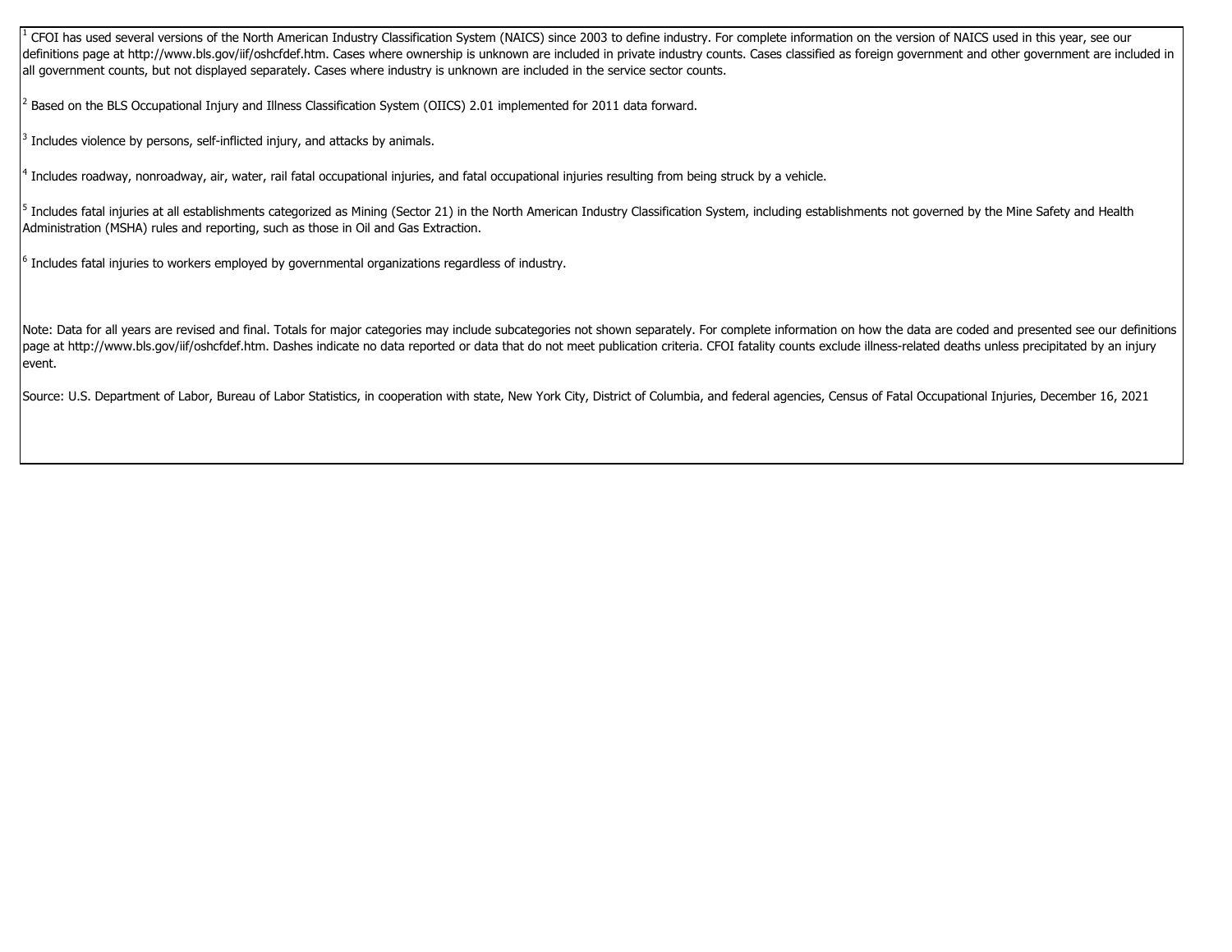[1] CFOI has used several versions of the North American Industry Classification System (NAICS) since 2003 to define industry. For complete information on the version of NAICS used in this year, see our definitions page at http://www.bls.gov/iif/oshcfdef.htm. Cases where ownership is unknown are included in private industry counts. Cases classified as foreign government and other government are included in all government counts, but not displayed separately. Cases where industry is unknown are included in the service sector counts.

[2] Based on the BLS Occupational Injury and Illness Classification System (OIICS) 2.01 implemented for 2011 data forward.

[3] Includes violence by persons, self-inflicted injury, and attacks by animals.

[4] Includes roadway, nonroadway, air, water, rail fatal occupational injuries, and fatal occupational injuries resulting from being struck by a vehicle.

[5] Includes fatal injuries at all establishments categorized as Mining (Sector 21) in the North American Industry Classification System, including establishments not governed by the Mine Safety and Health Administration (MSHA) rules and reporting, such as those in Oil and Gas Extraction.

[6] Includes fatal injuries to workers employed by governmental organizations regardless of industry.

Note: Data for all years are revised and final. Totals for major categories may include subcategories not shown separately. For complete information on how the data are coded and presented see our definitions page at http://www.bls.gov/iif/oshcfdef.htm. Dashes indicate no data reported or data that do not meet publication criteria. CFOI fatality counts exclude illness-related deaths unless precipitated by an injury event.

Source: U.S. Department of Labor, Bureau of Labor Statistics, in cooperation with state, New York City, District of Columbia, and federal agencies, Census of Fatal Occupational Injuries, December 16, 2021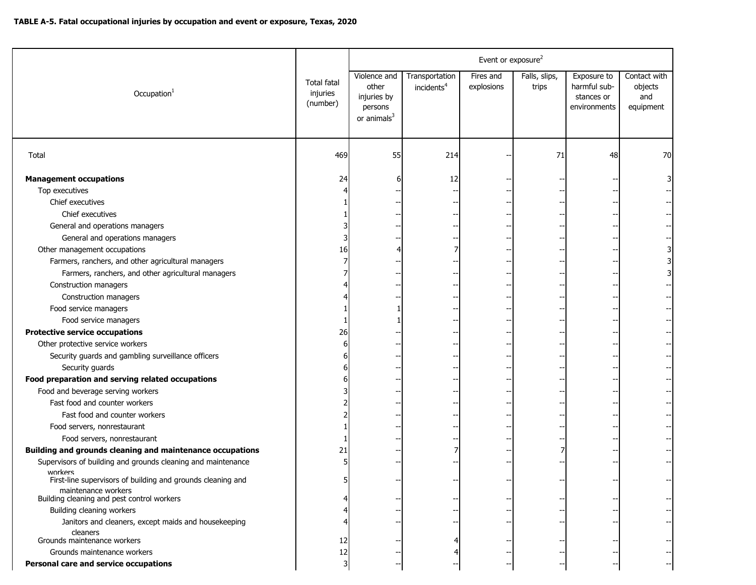**TABLE A-5. Fatal occupational injuries by occupation and event or exposure, Texas, 2020**

| Occupation[1] | Total fatal injuries (number) | Event or exposure[2] | | | | | |
|---|---|---|---|---|---|---|---|
| | | Violence and other injuries by persons or animals[3] | Transportation incidents[4] | Fires and explosions | Falls, slips, trips | Exposure to harmful substances or environments | Contact with objects and equipment |
| Total | 469 | 55 | 214 | -- | 71 | 48 | 70 |
| **Management occupations** | 24 | 6 | 12 | -- | -- | -- | 3 |
| Top executives | 4 | -- | -- | -- | -- | -- | -- |
| Chief executives | 1 | -- | -- | -- | -- | -- | -- |
| Chief executives | 1 | -- | -- | -- | -- | -- | -- |
| General and operations managers | 3 | -- | -- | -- | -- | -- | -- |
| General and operations managers | 3 | -- | -- | -- | -- | -- | -- |
| Other management occupations | 16 | 4 | 7 | -- | -- | -- | 3 |
| Farmers, ranchers, and other agricultural managers | 7 | -- | -- | -- | -- | -- | 3 |
| Farmers, ranchers, and other agricultural managers | 7 | -- | -- | -- | -- | -- | 3 |
| Construction managers | 4 | -- | -- | -- | -- | -- | -- |
| Construction managers | 4 | -- | -- | -- | -- | -- | -- |
| Food service managers | 1 | 1 | -- | -- | -- | -- | -- |
| Food service managers | 1 | 1 | -- | -- | -- | -- | -- |
| **Protective service occupations** | 26 | -- | -- | -- | -- | -- | -- |
| Other protective service workers | 6 | -- | -- | -- | -- | -- | -- |
| Security guards and gambling surveillance officers | 6 | -- | -- | -- | -- | -- | -- |
| Security guards | 6 | -- | -- | -- | -- | -- | -- |
| **Food preparation and serving related occupations** | 6 | -- | -- | -- | -- | -- | -- |
| Food and beverage serving workers | 3 | -- | -- | -- | -- | -- | -- |
| Fast food and counter workers | 2 | -- | -- | -- | -- | -- | -- |
| Fast food and counter workers | 2 | -- | -- | -- | -- | -- | -- |
| Food servers, nonrestaurant | 1 | -- | -- | -- | -- | -- | -- |
| Food servers, nonrestaurant | 1 | -- | -- | -- | -- | -- | -- |
| **Building and grounds cleaning and maintenance occupations** | 21 | -- | 7 | -- | 7 | -- | -- |
| Supervisors of building and grounds cleaning and maintenance workers | 5 | -- | -- | -- | -- | -- | -- |
| First-line supervisors of building and grounds cleaning and maintenance workers | 5 | -- | -- | -- | -- | -- | -- |
| Building cleaning and pest control workers | 4 | -- | -- | -- | -- | -- | -- |
| Building cleaning workers | 4 | -- | -- | -- | -- | -- | -- |
| Janitors and cleaners, except maids and housekeeping cleaners | 4 | -- | -- | -- | -- | -- | -- |
| Grounds maintenance workers | 12 | -- | 4 | -- | -- | -- | -- |
| Grounds maintenance workers | 12 | -- | 4 | -- | -- | -- | -- |
| **Personal care and service occupations** | 3 | -- | -- | -- | -- | -- | -- |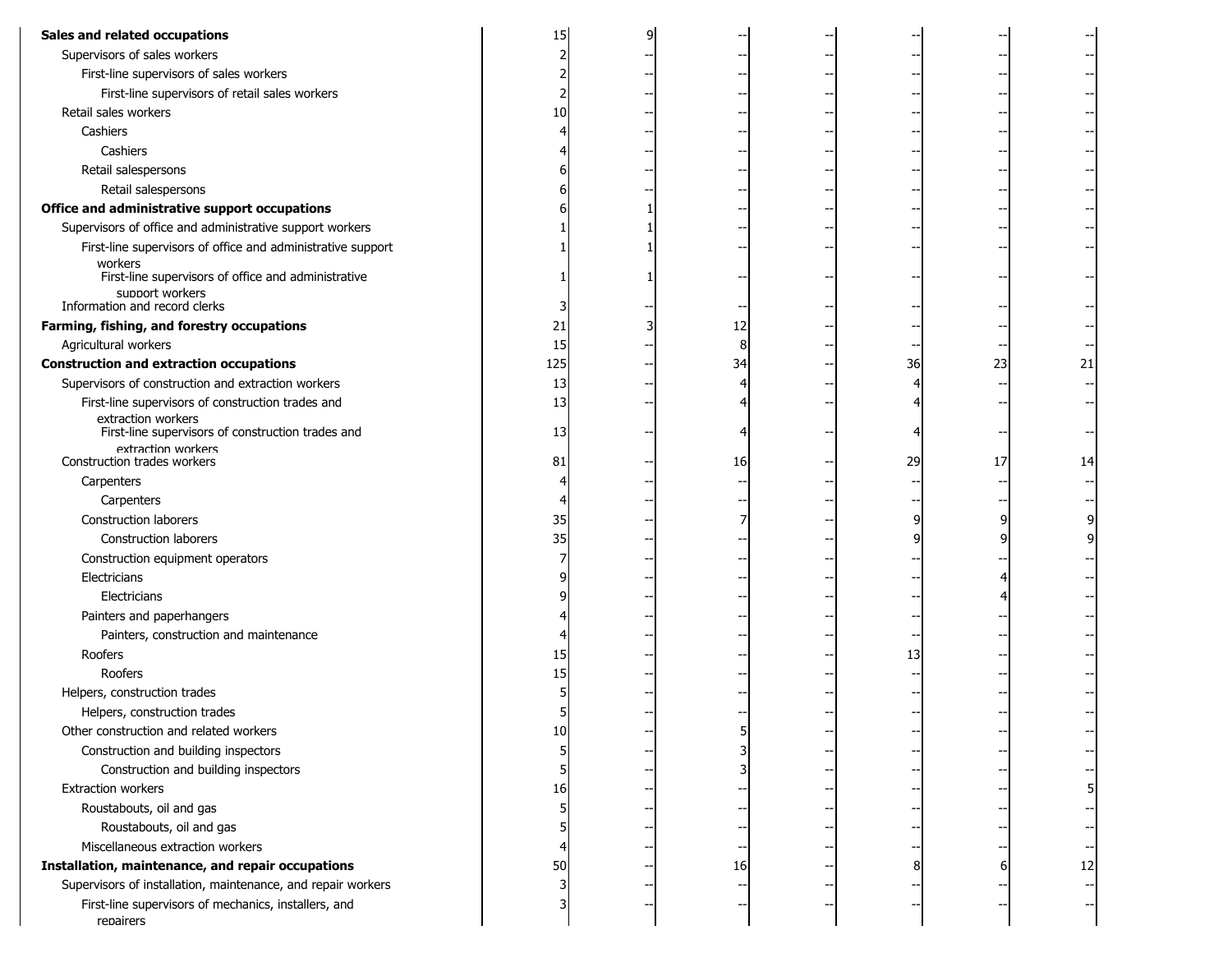| | | | | | | | |
|---|---|---|---|---|---|---|---|
| **Sales and related occupations** | 15 | 9 | -- | -- | -- | -- | -- |
| Supervisors of sales workers | 2 | -- | -- | -- | -- | -- | -- |
| First-line supervisors of sales workers | 2 | -- | -- | -- | -- | -- | -- |
| First-line supervisors of retail sales workers | 2 | -- | -- | -- | -- | -- | -- |
| Retail sales workers | 10 | -- | -- | -- | -- | -- | -- |
| Cashiers | 4 | -- | -- | -- | -- | -- | -- |
| Cashiers | 4 | -- | -- | -- | -- | -- | -- |
| Retail salespersons | 6 | -- | -- | -- | -- | -- | -- |
| Retail salespersons | 6 | -- | -- | -- | -- | -- | -- |
| **Office and administrative support occupations** | 6 | 1 | -- | -- | -- | -- | -- |
| Supervisors of office and administrative support workers | 1 | 1 | -- | -- | -- | -- | -- |
| First-line supervisors of office and administrative support workers | 1 | 1 | -- | -- | -- | -- | -- |
| First-line supervisors of office and administrative support workers | 1 | 1 | -- | -- | -- | -- | -- |
| Information and record clerks | 3 | -- | -- | -- | -- | -- | -- |
| **Farming, fishing, and forestry occupations** | 21 | 3 | 12 | -- | -- | -- | -- |
| Agricultural workers | 15 | -- | 8 | -- | -- | -- | -- |
| **Construction and extraction occupations** | 125 | -- | 34 | -- | 36 | 23 | 21 |
| Supervisors of construction and extraction workers | 13 | -- | 4 | -- | 4 | -- | -- |
| First-line supervisors of construction trades and extraction workers | 13 | -- | 4 | -- | 4 | -- | -- |
| First-line supervisors of construction trades and extraction workers | 13 | -- | 4 | -- | 4 | -- | -- |
| Construction trades workers | 81 | -- | 16 | -- | 29 | 17 | 14 |
| Carpenters | 4 | -- | -- | -- | -- | -- | -- |
| Carpenters | 4 | -- | -- | -- | -- | -- | -- |
| Construction laborers | 35 | -- | 7 | -- | 9 | 9 | 9 |
| Construction laborers | 35 | -- | -- | -- | 9 | 9 | 9 |
| Construction equipment operators | 7 | -- | -- | -- | -- | -- | -- |
| Electricians | 9 | -- | -- | -- | -- | 4 | -- |
| Electricians | 9 | -- | -- | -- | -- | 4 | -- |
| Painters and paperhangers | 4 | -- | -- | -- | -- | -- | -- |
| Painters, construction and maintenance | 4 | -- | -- | -- | -- | -- | -- |
| Roofers | 15 | -- | -- | -- | 13 | -- | -- |
| Roofers | 15 | -- | -- | -- | -- | -- | -- |
| Helpers, construction trades | 5 | -- | -- | -- | -- | -- | -- |
| Helpers, construction trades | 5 | -- | -- | -- | -- | -- | -- |
| Other construction and related workers | 10 | -- | 5 | -- | -- | -- | -- |
| Construction and building inspectors | 5 | -- | 3 | -- | -- | -- | -- |
| Construction and building inspectors | 5 | -- | 3 | -- | -- | -- | -- |
| Extraction workers | 16 | -- | -- | -- | -- | -- | 5 |
| Roustabouts, oil and gas | 5 | -- | -- | -- | -- | -- | -- |
| Roustabouts, oil and gas | 5 | -- | -- | -- | -- | -- | -- |
| Miscellaneous extraction workers | 4 | -- | -- | -- | -- | -- | -- |
| **Installation, maintenance, and repair occupations** | 50 | -- | 16 | -- | 8 | 6 | 12 |
| Supervisors of installation, maintenance, and repair workers | 3 | -- | -- | -- | -- | -- | -- |
| First-line supervisors of mechanics, installers, and repairers | 3 | -- | -- | -- | -- | -- | -- |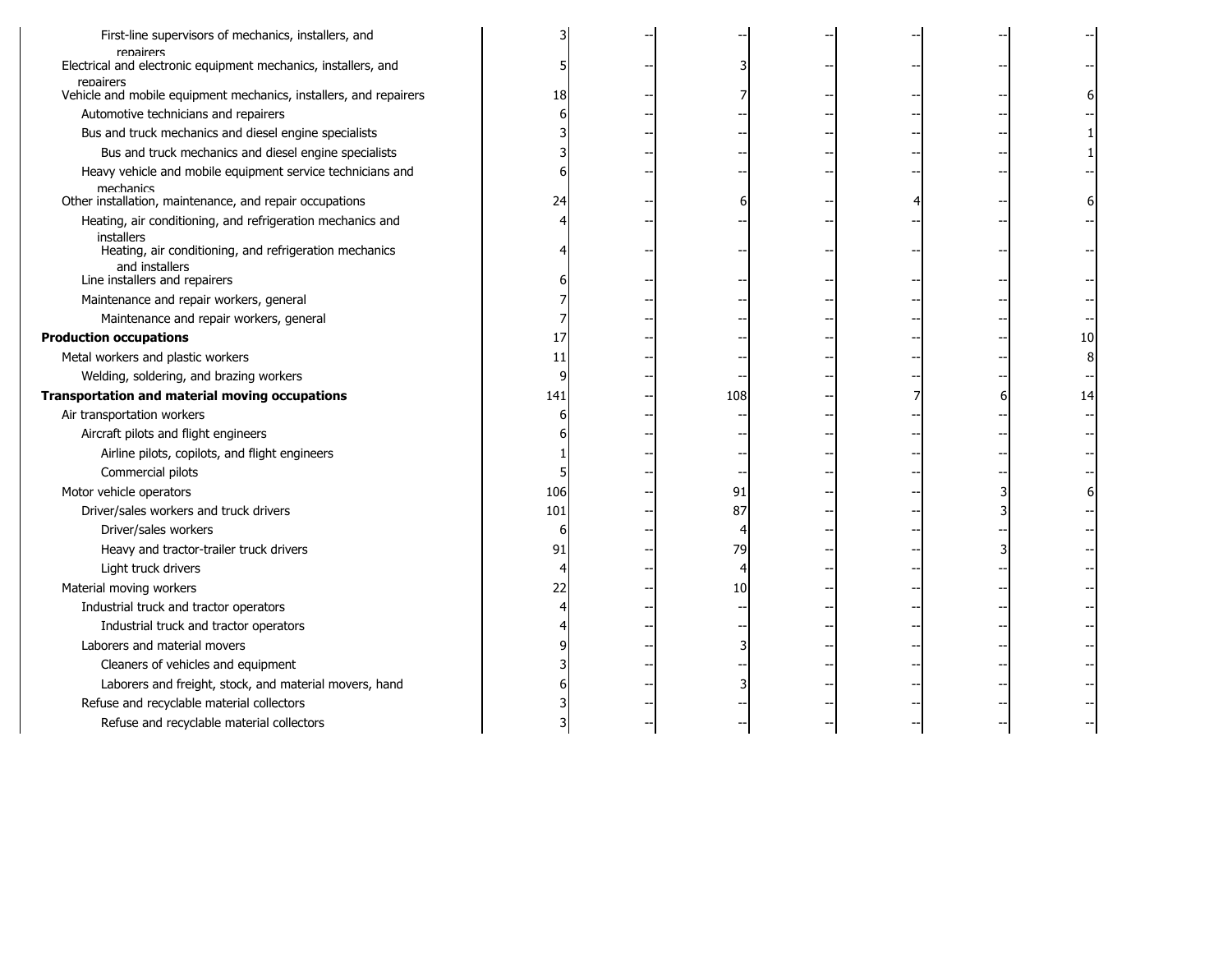| | | | | | | | |
|---|---|---|---|---|---|---|---|
| First-line supervisors of mechanics, installers, and repairers | 3 | -- | -- | -- | -- | -- | -- |
| Electrical and electronic equipment mechanics, installers, and repairers | 5 | -- | 3 | -- | -- | -- | -- |
| Vehicle and mobile equipment mechanics, installers, and repairers | 18 | -- | 7 | -- | -- | -- | 6 |
| Automotive technicians and repairers | 6 | -- | -- | -- | -- | -- | -- |
| Bus and truck mechanics and diesel engine specialists | 3 | -- | -- | -- | -- | -- | 1 |
| Bus and truck mechanics and diesel engine specialists | 3 | -- | -- | -- | -- | -- | 1 |
| Heavy vehicle and mobile equipment service technicians and mechanics | 6 | -- | -- | -- | -- | -- | -- |
| Other installation, maintenance, and repair occupations | 24 | -- | 6 | -- | 4 | -- | 6 |
| Heating, air conditioning, and refrigeration mechanics and installers | 4 | -- | -- | -- | -- | -- | -- |
| Heating, air conditioning, and refrigeration mechanics and installers | 4 | -- | -- | -- | -- | -- | -- |
| Line installers and repairers | 6 | -- | -- | -- | -- | -- | -- |
| Maintenance and repair workers, general | 7 | -- | -- | -- | -- | -- | -- |
| Maintenance and repair workers, general | 7 | -- | -- | -- | -- | -- | -- |
| **Production occupations** | 17 | -- | -- | -- | -- | -- | 10 |
| Metal workers and plastic workers | 11 | -- | -- | -- | -- | -- | 8 |
| Welding, soldering, and brazing workers | 9 | -- | -- | -- | -- | -- | -- |
| **Transportation and material moving occupations** | 141 | -- | 108 | -- | 7 | 6 | 14 |
| Air transportation workers | 6 | -- | -- | -- | -- | -- | -- |
| Aircraft pilots and flight engineers | 6 | -- | -- | -- | -- | -- | -- |
| Airline pilots, copilots, and flight engineers | 1 | -- | -- | -- | -- | -- | -- |
| Commercial pilots | 5 | -- | -- | -- | -- | -- | -- |
| Motor vehicle operators | 106 | -- | 91 | -- | -- | 3 | 6 |
| Driver/sales workers and truck drivers | 101 | -- | 87 | -- | -- | 3 | -- |
| Driver/sales workers | 6 | -- | 4 | -- | -- | -- | -- |
| Heavy and tractor-trailer truck drivers | 91 | -- | 79 | -- | -- | 3 | -- |
| Light truck drivers | 4 | -- | 4 | -- | -- | -- | -- |
| Material moving workers | 22 | -- | 10 | -- | -- | -- | -- |
| Industrial truck and tractor operators | 4 | -- | -- | -- | -- | -- | -- |
| Industrial truck and tractor operators | 4 | -- | -- | -- | -- | -- | -- |
| Laborers and material movers | 9 | -- | 3 | -- | -- | -- | -- |
| Cleaners of vehicles and equipment | 3 | -- | -- | -- | -- | -- | -- |
| Laborers and freight, stock, and material movers, hand | 6 | -- | 3 | -- | -- | -- | -- |
| Refuse and recyclable material collectors | 3 | -- | -- | -- | -- | -- | -- |
| Refuse and recyclable material collectors | 3 | -- | -- | -- | -- | -- | -- |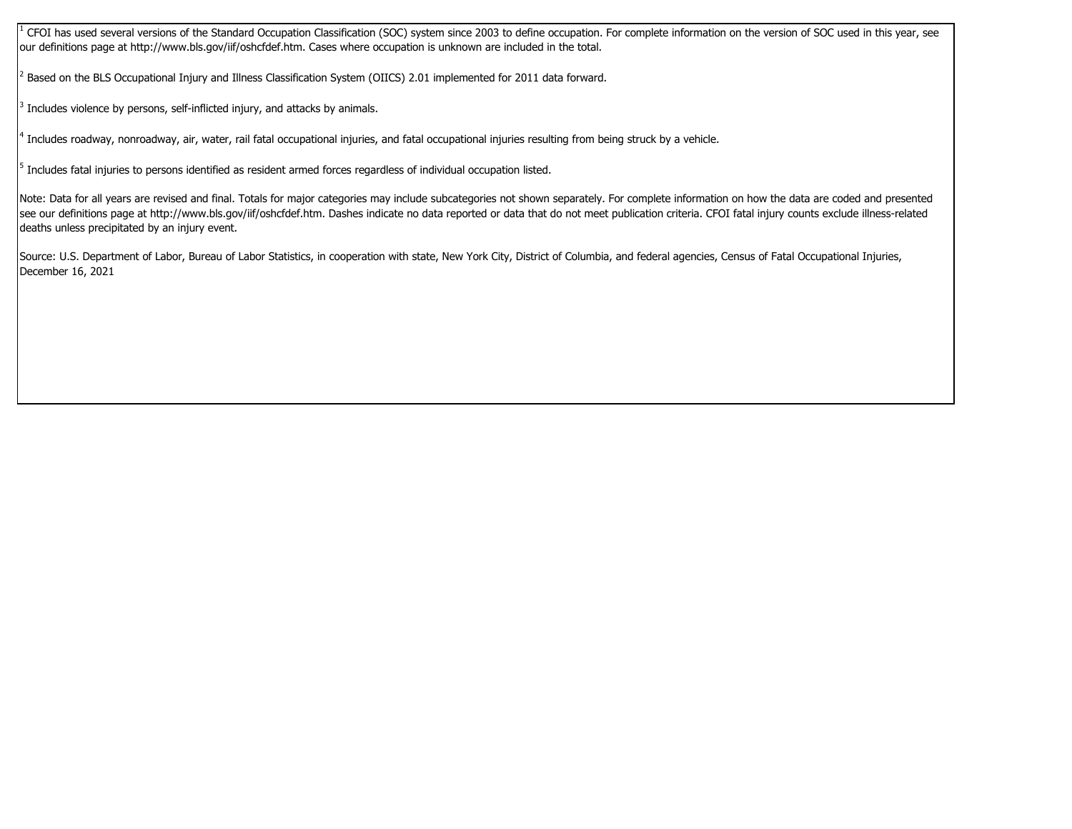[1] CFOI has used several versions of the Standard Occupation Classification (SOC) system since 2003 to define occupation. For complete information on the version of SOC used in this year, see our definitions page at http://www.bls.gov/iif/oshcfdef.htm. Cases where occupation is unknown are included in the total.

[2] Based on the BLS Occupational Injury and Illness Classification System (OIICS) 2.01 implemented for 2011 data forward.

[3] Includes violence by persons, self-inflicted injury, and attacks by animals.

[4] Includes roadway, nonroadway, air, water, rail fatal occupational injuries, and fatal occupational injuries resulting from being struck by a vehicle.

[5] Includes fatal injuries to persons identified as resident armed forces regardless of individual occupation listed.

Note: Data for all years are revised and final. Totals for major categories may include subcategories not shown separately. For complete information on how the data are coded and presented see our definitions page at http://www.bls.gov/iif/oshcfdef.htm. Dashes indicate no data reported or data that do not meet publication criteria. CFOI fatal injury counts exclude illness-related deaths unless precipitated by an injury event.

Source: U.S. Department of Labor, Bureau of Labor Statistics, in cooperation with state, New York City, District of Columbia, and federal agencies, Census of Fatal Occupational Injuries, December 16, 2021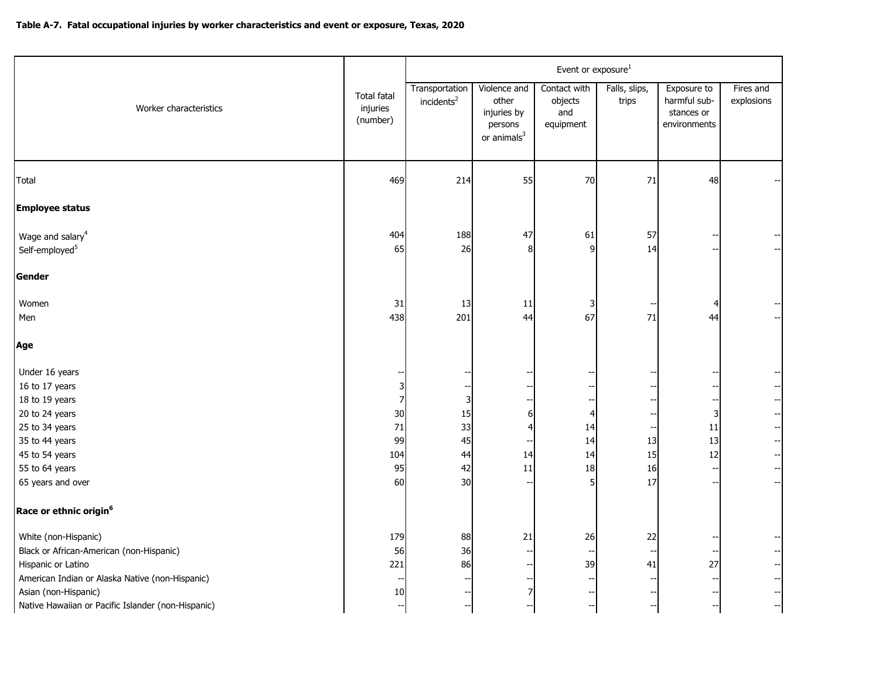**Table A-7. Fatal occupational injuries by worker characteristics and event or exposure, Texas, 2020**

| Worker characteristics | Total fatal injuries (number) | Event or exposure[1] | | | | | |
|---|---|---|---|---|---|---|---|
| | | Transportation incidents[2] | Violence and other injuries by persons or animals[3] | Contact with objects and equipment | Falls, slips, trips | Exposure to harmful substances or environments | Fires and explosions |
| Total | 469 | 214 | 55 | 70 | 71 | 48 | -- |
| **Employee status** | | | | | | | |
| Wage and salary[4] | 404 | 188 | 47 | 61 | 57 | -- | -- |
| Self-employed[5] | 65 | 26 | 8 | 9 | 14 | -- | -- |
| **Gender** | | | | | | | |
| Women | 31 | 13 | 11 | 3 | -- | 4 | -- |
| Men | 438 | 201 | 44 | 67 | 71 | 44 | -- |
| **Age** | | | | | | | |
| Under 16 years | -- | -- | -- | -- | -- | -- | -- |
| 16 to 17 years | 3 | -- | -- | -- | -- | -- | -- |
| 18 to 19 years | 7 | 3 | -- | -- | -- | -- | -- |
| 20 to 24 years | 30 | 15 | 6 | 4 | -- | 3 | -- |
| 25 to 34 years | 71 | 33 | 4 | 14 | -- | 11 | -- |
| 35 to 44 years | 99 | 45 | -- | 14 | 13 | 13 | -- |
| 45 to 54 years | 104 | 44 | 14 | 14 | 15 | 12 | -- |
| 55 to 64 years | 95 | 42 | 11 | 18 | 16 | -- | -- |
| 65 years and over | 60 | 30 | -- | 5 | 17 | -- | -- |
| **Race or ethnic origin[6]** | | | | | | | |
| White (non-Hispanic) | 179 | 88 | 21 | 26 | 22 | -- | -- |
| Black or African-American (non-Hispanic) | 56 | 36 | -- | -- | -- | -- | -- |
| Hispanic or Latino | 221 | 86 | -- | 39 | 41 | 27 | -- |
| American Indian or Alaska Native (non-Hispanic) | -- | -- | -- | -- | -- | -- | -- |
| Asian (non-Hispanic) | 10 | -- | 7 | -- | -- | -- | -- |
| Native Hawaiian or Pacific Islander (non-Hispanic) | -- | -- | -- | -- | -- | -- | -- |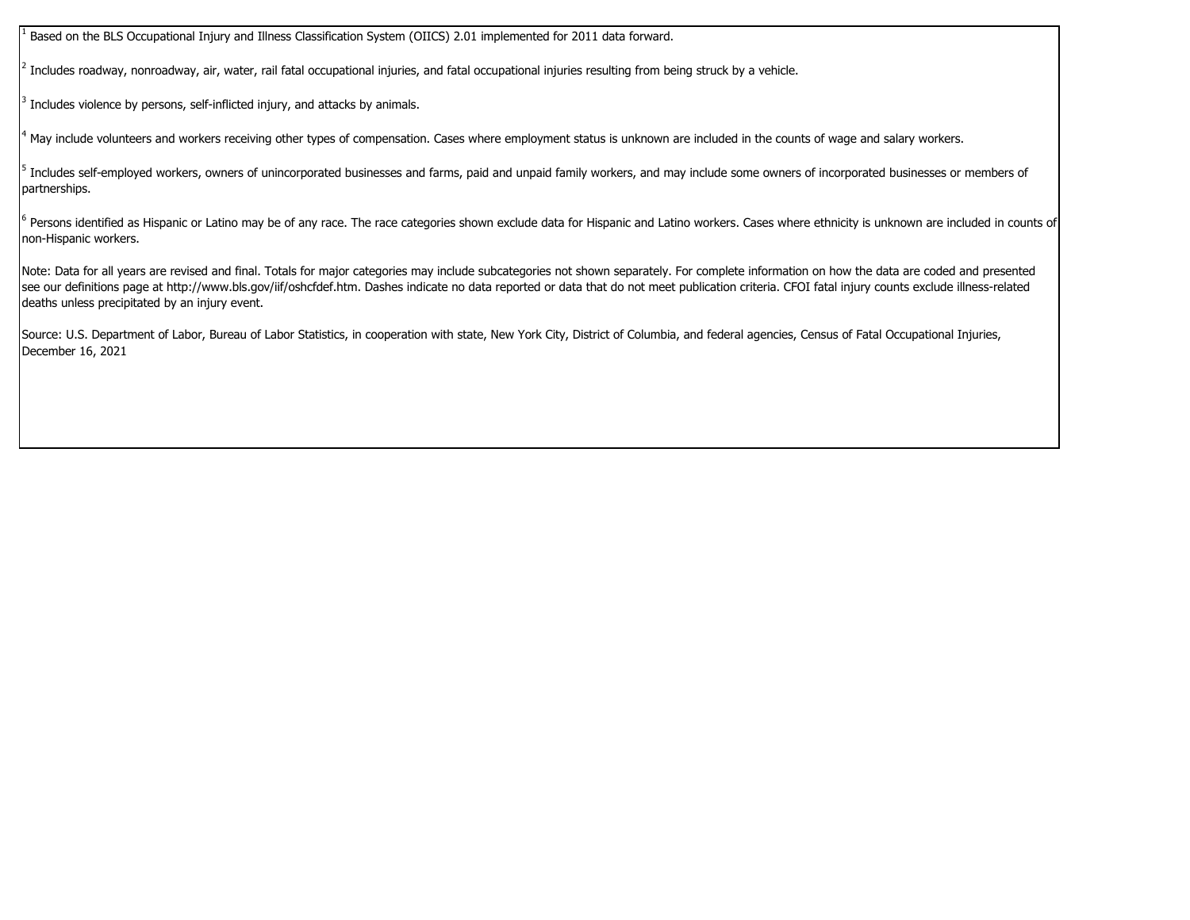[1] Based on the BLS Occupational Injury and Illness Classification System (OIICS) 2.01 implemented for 2011 data forward.

[2] Includes roadway, nonroadway, air, water, rail fatal occupational injuries, and fatal occupational injuries resulting from being struck by a vehicle.

[3] Includes violence by persons, self-inflicted injury, and attacks by animals.

[4] May include volunteers and workers receiving other types of compensation. Cases where employment status is unknown are included in the counts of wage and salary workers.

[5] Includes self-employed workers, owners of unincorporated businesses and farms, paid and unpaid family workers, and may include some owners of incorporated businesses or members of partnerships.

[6] Persons identified as Hispanic or Latino may be of any race. The race categories shown exclude data for Hispanic and Latino workers. Cases where ethnicity is unknown are included in counts of non-Hispanic workers.

Note: Data for all years are revised and final. Totals for major categories may include subcategories not shown separately. For complete information on how the data are coded and presented see our definitions page at http://www.bls.gov/iif/oshcfdef.htm. Dashes indicate no data reported or data that do not meet publication criteria. CFOI fatal injury counts exclude illness-related deaths unless precipitated by an injury event.

Source: U.S. Department of Labor, Bureau of Labor Statistics, in cooperation with state, New York City, District of Columbia, and federal agencies, Census of Fatal Occupational Injuries, December 16, 2021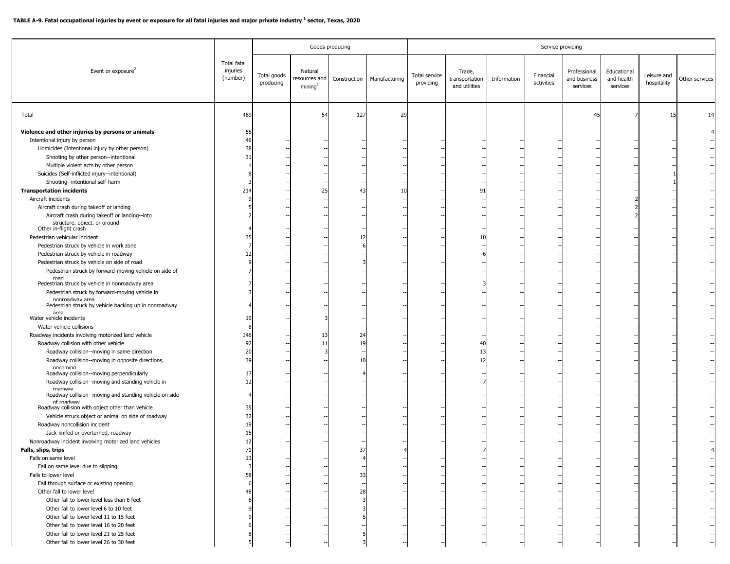**TABLE A-9. Fatal occupational injuries by event or exposure for all fatal injuries and major private industry [1] sector, Texas, 2020**

| Event or exposure[2] | Total fatal injuries (number) | Goods producing | | | | Service providing | | | | | | | |
|---|---|---|---|---|---|---|---|---|---|---|---|---|---|
| | | Total goods producing | Natural resources and mining[3] | Construction | Manufacturing | Total service providing | Trade, transportation and utilities | Information | Financial activities | Professional and business services | Educational and health services | Leisure and hospitality | Other services |
| Total | 469 | -- | 54 | 127 | 29 | -- | -- | -- | -- | 45 | 7 | 15 | 14 |
| **Violence and other injuries by persons or animals** | 55 | -- | -- | -- | -- | -- | -- | -- | -- | -- | -- | -- | 4 |
| Intentional injury by person | 46 | -- | -- | -- | -- | -- | -- | -- | -- | -- | -- | -- | -- |
| Homicides (Intentional injury by other person) | 38 | -- | -- | -- | -- | -- | -- | -- | -- | -- | -- | -- | -- |
| Shooting by other person--intentional | 31 | -- | -- | -- | -- | -- | -- | -- | -- | -- | -- | -- | -- |
| Multiple violent acts by other person | 1 | -- | -- | -- | -- | -- | -- | -- | -- | -- | -- | -- | -- |
| Suicides (Self-inflicted injury--intentional) | 8 | -- | -- | -- | -- | -- | -- | -- | -- | -- | -- | 1 | -- |
| Shooting--intentional self-harm | 3 | -- | -- | -- | -- | -- | -- | -- | -- | -- | -- | 1 | -- |
| **Transportation incidents** | 214 | -- | 25 | 43 | 10 | -- | 91 | -- | -- | -- | -- | -- | -- |
| Aircraft incidents | 9 | -- | -- | -- | -- | -- | -- | -- | -- | -- | 2 | -- | -- |
| Aircraft crash during takeoff or landing | 5 | -- | -- | -- | -- | -- | -- | -- | -- | -- | 2 | -- | -- |
| Aircraft crash during takeoff or landing--into structure, object, or ground | 2 | -- | -- | -- | -- | -- | -- | -- | -- | -- | 2 | -- | -- |
| Other in-flight crash | 4 | -- | -- | -- | -- | -- | -- | -- | -- | -- | -- | -- | -- |
| Pedestrian vehicular incident | 35 | -- | -- | 12 | -- | -- | 10 | -- | -- | -- | -- | -- | -- |
| Pedestrian struck by vehicle in work zone | 7 | -- | -- | 6 | -- | -- | -- | -- | -- | -- | -- | -- | -- |
| Pedestrian struck by vehicle in roadway | 12 | -- | -- | -- | -- | -- | 6 | -- | -- | -- | -- | -- | -- |
| Pedestrian struck by vehicle on side of road | 9 | -- | -- | 3 | -- | -- | -- | -- | -- | -- | -- | -- | -- |
| Pedestrian struck by forward-moving vehicle on side of road | 7 | -- | -- | -- | -- | -- | -- | -- | -- | -- | -- | -- | -- |
| Pedestrian struck by vehicle in nonroadway area | 7 | -- | -- | -- | -- | -- | 3 | -- | -- | -- | -- | -- | -- |
| Pedestrian struck by forward-moving vehicle in nonroadway area | 3 | -- | -- | -- | -- | -- | -- | -- | -- | -- | -- | -- | -- |
| Pedestrian struck by vehicle backing up in nonroadway area | 4 | -- | -- | -- | -- | -- | -- | -- | -- | -- | -- | -- | -- |
| Water vehicle incidents | 10 | -- | 3 | -- | -- | -- | -- | -- | -- | -- | -- | -- | -- |
| Water vehicle collisions | 8 | -- | -- | -- | -- | -- | -- | -- | -- | -- | -- | -- | -- |
| Roadway incidents involving motorized land vehicle | 146 | -- | 13 | 24 | -- | -- | -- | -- | -- | -- | -- | -- | -- |
| Roadway collision with other vehicle | 92 | -- | 11 | 19 | -- | -- | 40 | -- | -- | -- | -- | -- | -- |
| Roadway collision--moving in same direction | 20 | -- | 3 | -- | -- | -- | 13 | -- | -- | -- | -- | -- | -- |
| Roadway collision--moving in opposite directions, oncoming | 39 | -- | -- | 10 | -- | -- | 12 | -- | -- | -- | -- | -- | -- |
| Roadway collision--moving perpendicularly | 17 | -- | -- | 4 | -- | -- | -- | -- | -- | -- | -- | -- | -- |
| Roadway collision--moving and standing vehicle in roadway | 12 | -- | -- | -- | -- | -- | 7 | -- | -- | -- | -- | -- | -- |
| Roadway collision--moving and standing vehicle on side of roadway | 4 | -- | -- | -- | -- | -- | -- | -- | -- | -- | -- | -- | -- |
| Roadway collision with object other than vehicle | 35 | -- | -- | -- | -- | -- | -- | -- | -- | -- | -- | -- | -- |
| Vehicle struck object or animal on side of roadway | 32 | -- | -- | -- | -- | -- | -- | -- | -- | -- | -- | -- | -- |
| Roadway noncollision incident | 19 | -- | -- | -- | -- | -- | -- | -- | -- | -- | -- | -- | -- |
| Jack-knifed or overturned, roadway | 15 | -- | -- | -- | -- | -- | -- | -- | -- | -- | -- | -- | -- |
| Nonroadway incident involving motorized land vehicles | 12 | -- | -- | -- | -- | -- | -- | -- | -- | -- | -- | -- | -- |
| **Falls, slips, trips** | 71 | -- | -- | 37 | 4 | -- | 7 | -- | -- | -- | -- | -- | 4 |
| Falls on same level | 13 | -- | -- | 4 | -- | -- | -- | -- | -- | -- | -- | -- | -- |
| Fall on same level due to slipping | 3 | -- | -- | -- | -- | -- | -- | -- | -- | -- | -- | -- | -- |
| Falls to lower level | 58 | -- | -- | 33 | -- | -- | -- | -- | -- | -- | -- | -- | -- |
| Fall through surface or existing opening | 6 | -- | -- | -- | -- | -- | -- | -- | -- | -- | -- | -- | -- |
| Other fall to lower level | 48 | -- | -- | 28 | -- | -- | -- | -- | -- | -- | -- | -- | -- |
| Other fall to lower level less than 6 feet | 6 | -- | -- | 3 | -- | -- | -- | -- | -- | -- | -- | -- | -- |
| Other fall to lower level 6 to 10 feet | 9 | -- | -- | 3 | -- | -- | -- | -- | -- | -- | -- | -- | -- |
| Other fall to lower level 11 to 15 feet | 9 | -- | -- | 5 | -- | -- | -- | -- | -- | -- | -- | -- | -- |
| Other fall to lower level 16 to 20 feet | 6 | -- | -- | -- | -- | -- | -- | -- | -- | -- | -- | -- | -- |
| Other fall to lower level 21 to 25 feet | 8 | -- | -- | 5 | -- | -- | -- | -- | -- | -- | -- | -- | -- |
| Other fall to lower level 26 to 30 feet | 5 | -- | -- | 3 | -- | -- | -- | -- | -- | -- | -- | -- | -- |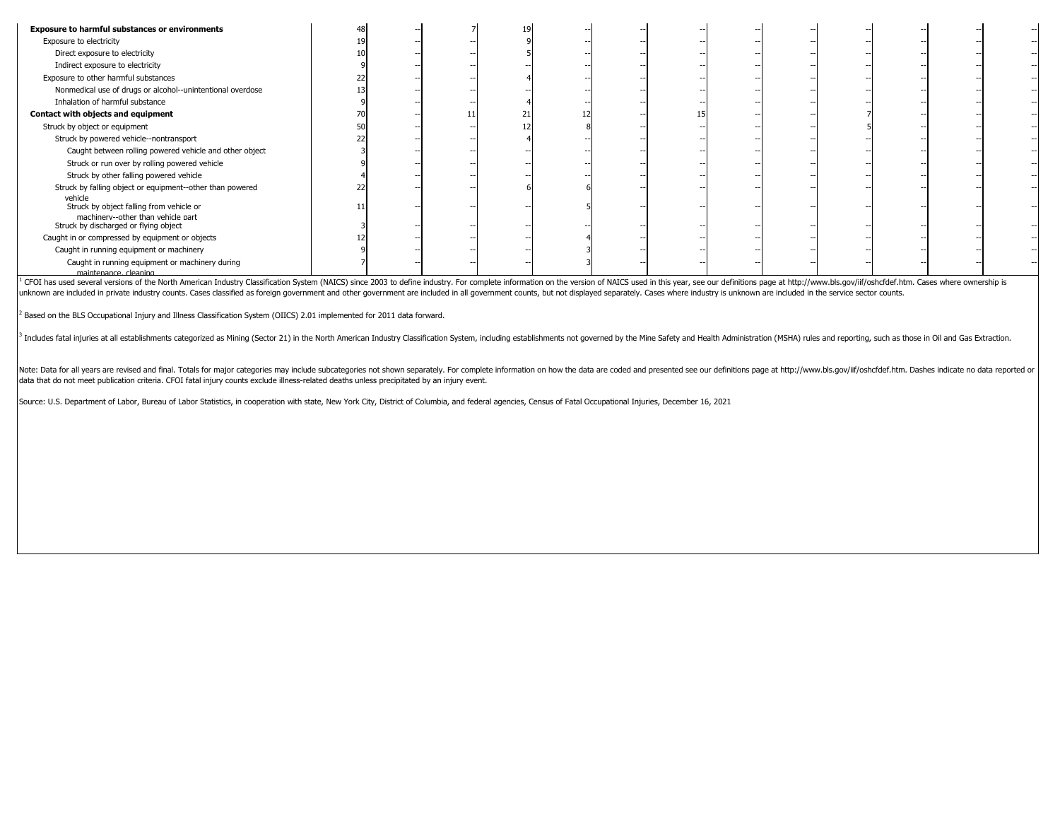| | | | | | | | | | | | | | |
|---|---|---|---|---|---|---|---|---|---|---|---|---|---|
| **Exposure to harmful substances or environments** | 48 | -- | 7 | 19 | -- | -- | -- | -- | -- | -- | -- | -- | -- |
| Exposure to electricity | 19 | -- | -- | 9 | -- | -- | -- | -- | -- | -- | -- | -- | -- |
| Direct exposure to electricity | 10 | -- | -- | 5 | -- | -- | -- | -- | -- | -- | -- | -- | -- |
| Indirect exposure to electricity | 9 | -- | -- | -- | -- | -- | -- | -- | -- | -- | -- | -- | -- |
| Exposure to other harmful substances | 22 | -- | -- | 4 | -- | -- | -- | -- | -- | -- | -- | -- | -- |
| Nonmedical use of drugs or alcohol--unintentional overdose | 13 | -- | -- | -- | -- | -- | -- | -- | -- | -- | -- | -- | -- |
| Inhalation of harmful substance | 9 | -- | -- | 4 | -- | -- | -- | -- | -- | -- | -- | -- | -- |
| **Contact with objects and equipment** | 70 | -- | 11 | 21 | 12 | -- | 15 | -- | -- | 7 | -- | -- | -- |
| Struck by object or equipment | 50 | -- | -- | 12 | 8 | -- | -- | -- | -- | 5 | -- | -- | -- |
| Struck by powered vehicle--nontransport | 22 | -- | -- | 4 | -- | -- | -- | -- | -- | -- | -- | -- | -- |
| Caught between rolling powered vehicle and other object | 3 | -- | -- | -- | -- | -- | -- | -- | -- | -- | -- | -- | -- |
| Struck or run over by rolling powered vehicle | 9 | -- | -- | -- | -- | -- | -- | -- | -- | -- | -- | -- | -- |
| Struck by other falling powered vehicle | 4 | -- | -- | -- | -- | -- | -- | -- | -- | -- | -- | -- | -- |
| Struck by falling object or equipment--other than powered vehicle | 22 | -- | -- | 6 | 6 | -- | -- | -- | -- | -- | -- | -- | -- |
| Struck by object falling from vehicle or machinery--other than vehicle part | 11 | -- | -- | -- | 5 | -- | -- | -- | -- | -- | -- | -- | -- |
| Struck by discharged or flying object | 3 | -- | -- | -- | -- | -- | -- | -- | -- | -- | -- | -- | -- |
| Caught in or compressed by equipment or objects | 12 | -- | -- | -- | 4 | -- | -- | -- | -- | -- | -- | -- | -- |
| Caught in running equipment or machinery | 9 | -- | -- | -- | 3 | -- | -- | -- | -- | -- | -- | -- | -- |
| Caught in running equipment or machinery during maintenance, cleaning | 7 | -- | -- | -- | 3 | -- | -- | -- | -- | -- | -- | -- | -- |

[1] CFOI has used several versions of the North American Industry Classification System (NAICS) since 2003 to define industry. For complete information on the version of NAICS used in this year, see our definitions page at http://www.bls.gov/iif/oshcfdef.htm. Cases where ownership is unknown are included in private industry counts. Cases classified as foreign government and other government are included in all government counts, but not displayed separately. Cases where industry is unknown are included in the service sector counts.

[2] Based on the BLS Occupational Injury and Illness Classification System (OIICS) 2.01 implemented for 2011 data forward.

[3] Includes fatal injuries at all establishments categorized as Mining (Sector 21) in the North American Industry Classification System, including establishments not governed by the Mine Safety and Health Administration (MSHA) rules and reporting, such as those in Oil and Gas Extraction.

Note: Data for all years are revised and final. Totals for major categories may include subcategories not shown separately. For complete information on how the data are coded and presented see our definitions page at http://www.bls.gov/iif/oshcfdef.htm. Dashes indicate no data reported or data that do not meet publication criteria. CFOI fatal injury counts exclude illness-related deaths unless precipitated by an injury event.

Source: U.S. Department of Labor, Bureau of Labor Statistics, in cooperation with state, New York City, District of Columbia, and federal agencies, Census of Fatal Occupational Injuries, December 16, 2021